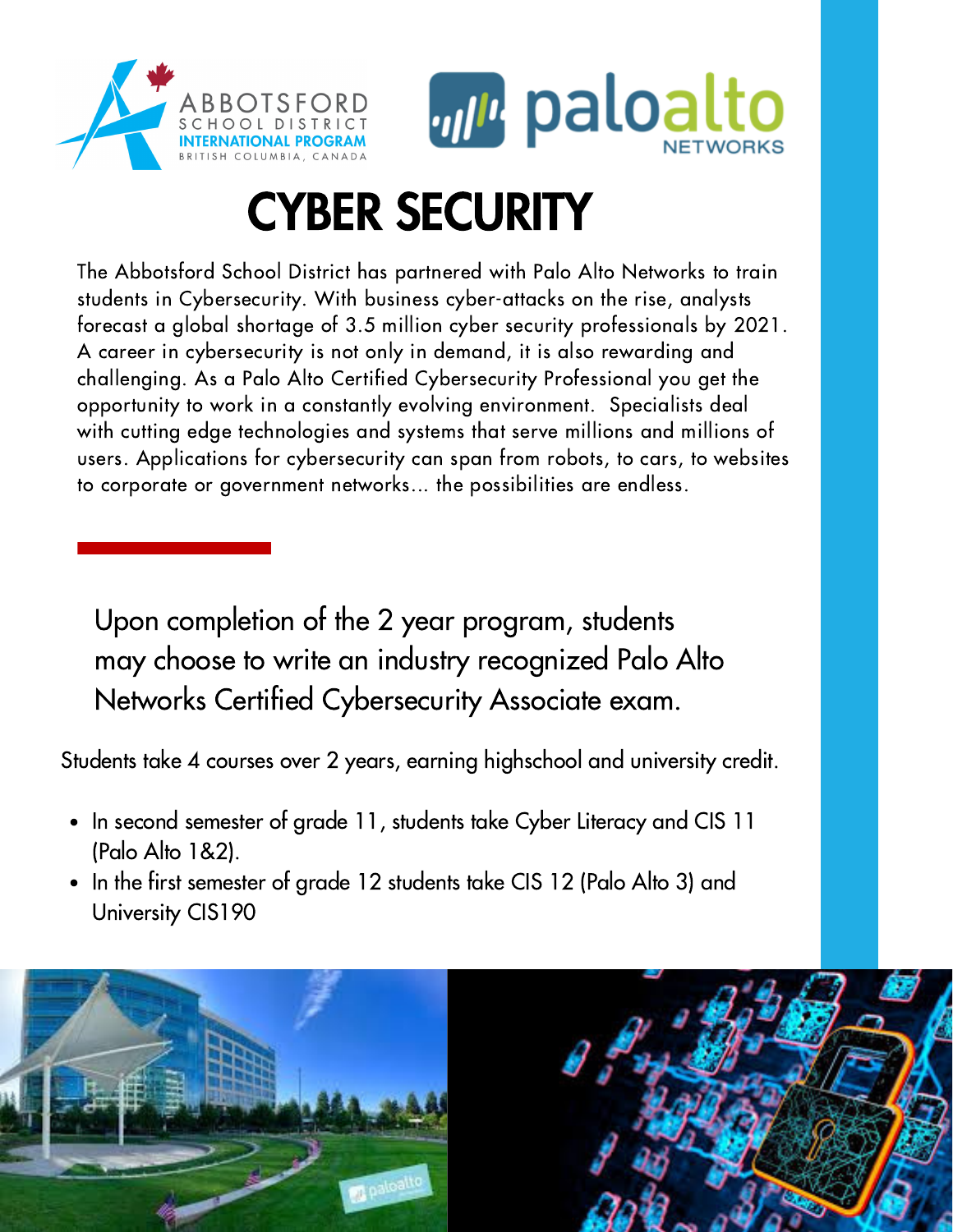ABBOTSFORD SCHOOL DISTRICT INTERNATIONAL PROGRAM
BRITISH COLUMBIA, CANADA

paloalto NETWORKS

# CYBER SECURITY

The Abbotsford School District has partnered with Palo Alto Networks to train students in Cybersecurity. With business cyber-attacks on the rise, analysts forecast a global shortage of 3.5 million cyber security professionals by 2021. A career in cybersecurity is not only in demand, it is also rewarding and challenging. As a Palo Alto Certified Cybersecurity Professional you get the opportunity to work in a constantly evolving environment. Specialists deal with cutting edge technologies and systems that serve millions and millions of users. Applications for cybersecurity can span from robots, to cars, to websites to corporate or government networks... the possibilities are endless.

Upon completion of the 2 year program, students may choose to write an industry recognized Palo Alto Networks Certified Cybersecurity Associate exam.

Students take 4 courses over 2 years, earning highschool and university credit.

- In second semester of grade 11, students take Cyber Literacy and CIS 11 (Palo Alto 1&2).
- In the first semester of grade 12 students take CIS 12 (Palo Alto 3) and University CIS190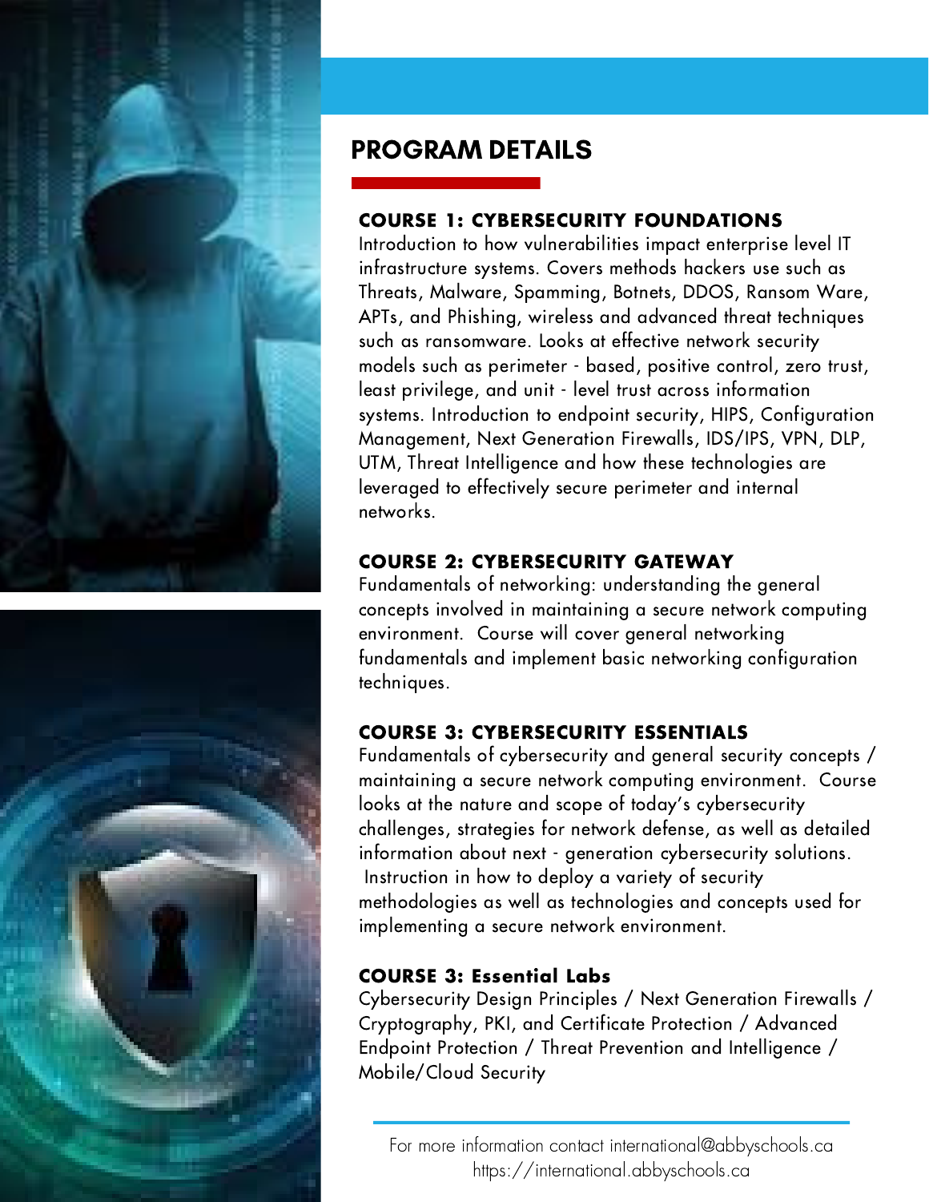## PROGRAM DETAILS

### COURSE 1: CYBERSECURITY FOUNDATIONS

Introduction to how vulnerabilities impact enterprise level IT infrastructure systems. Covers methods hackers use such as Threats, Malware, Spamming, Botnets, DDOS, Ransom Ware, APTs, and Phishing, wireless and advanced threat techniques such as ransomware. Looks at effective network security models such as perimeter - based, positive control, zero trust, least privilege, and unit - level trust across information systems. Introduction to endpoint security, HIPS, Configuration Management, Next Generation Firewalls, IDS/IPS, VPN, DLP, UTM, Threat Intelligence and how these technologies are leveraged to effectively secure perimeter and internal networks.

### COURSE 2: CYBERSECURITY GATEWAY

Fundamentals of networking: understanding the general concepts involved in maintaining a secure network computing environment. Course will cover general networking fundamentals and implement basic networking configuration techniques.

### COURSE 3: CYBERSECURITY ESSENTIALS

Fundamentals of cybersecurity and general security concepts / maintaining a secure network computing environment. Course looks at the nature and scope of today's cybersecurity challenges, strategies for network defense, as well as detailed information about next - generation cybersecurity solutions. Instruction in how to deploy a variety of security methodologies as well as technologies and concepts used for implementing a secure network environment.

### COURSE 3: Essential Labs

Cybersecurity Design Principles / Next Generation Firewalls / Cryptography, PKI, and Certificate Protection / Advanced Endpoint Protection / Threat Prevention and Intelligence / Mobile/Cloud Security

For more information contact international@abbyschools.ca
https://international.abbyschools.ca